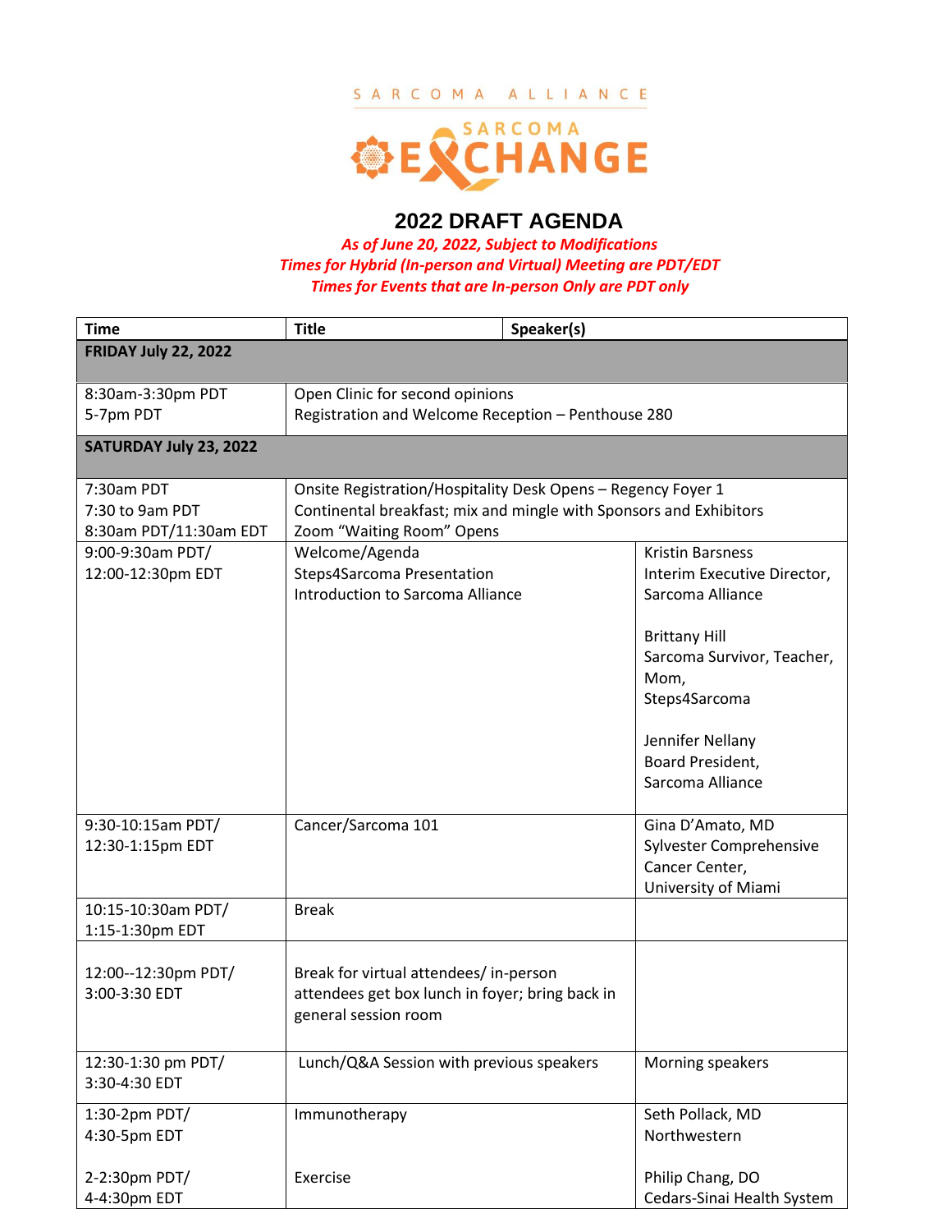SARCOMA ALLIANCE

SARCOMA EXCHANGE

# 2022 DRAFT AGENDA

***As of June 20, 2022, Subject to Modifications***
***Times for Hybrid (In-person and Virtual) Meeting are PDT/EDT***
***Times for Events that are In-person Only are PDT only***

| Time | Title | Speaker(s) |
|---|---|---|
| **FRIDAY July 22, 2022** | | |
| 8:30am-3:30pm PDT<br>5-7pm PDT | Open Clinic for second opinions<br>Registration and Welcome Reception – Penthouse 280 | |
| **SATURDAY July 23, 2022** | | |
| 7:30am PDT<br>7:30 to 9am PDT<br>8:30am PDT/11:30am EDT | Onsite Registration/Hospitality Desk Opens – Regency Foyer 1<br>Continental breakfast; mix and mingle with Sponsors and Exhibitors<br>Zoom "Waiting Room" Opens | |
| 9:00-9:30am PDT/<br>12:00-12:30pm EDT | Welcome/Agenda<br>Steps4Sarcoma Presentation<br>Introduction to Sarcoma Alliance | Kristin Barsness<br>Interim Executive Director, Sarcoma Alliance<br><br>Brittany Hill<br>Sarcoma Survivor, Teacher, Mom,<br>Steps4Sarcoma<br><br>Jennifer Nellany<br>Board President, Sarcoma Alliance |
| 9:30-10:15am PDT/<br>12:30-1:15pm EDT | Cancer/Sarcoma 101 | Gina D'Amato, MD<br>Sylvester Comprehensive Cancer Center,<br>University of Miami |
| 10:15-10:30am PDT/<br>1:15-1:30pm EDT | Break | |
| 12:00--12:30pm PDT/<br>3:00-3:30 EDT | Break for virtual attendees/ in-person attendees get box lunch in foyer; bring back in general session room | |
| 12:30-1:30 pm PDT/<br>3:30-4:30 EDT | Lunch/Q&A Session with previous speakers | Morning speakers |
| 1:30-2pm PDT/<br>4:30-5pm EDT<br><br>2-2:30pm PDT/<br>4-4:30pm EDT | Immunotherapy<br><br><br>Exercise | Seth Pollack, MD<br>Northwestern<br><br>Philip Chang, DO<br>Cedars-Sinai Health System |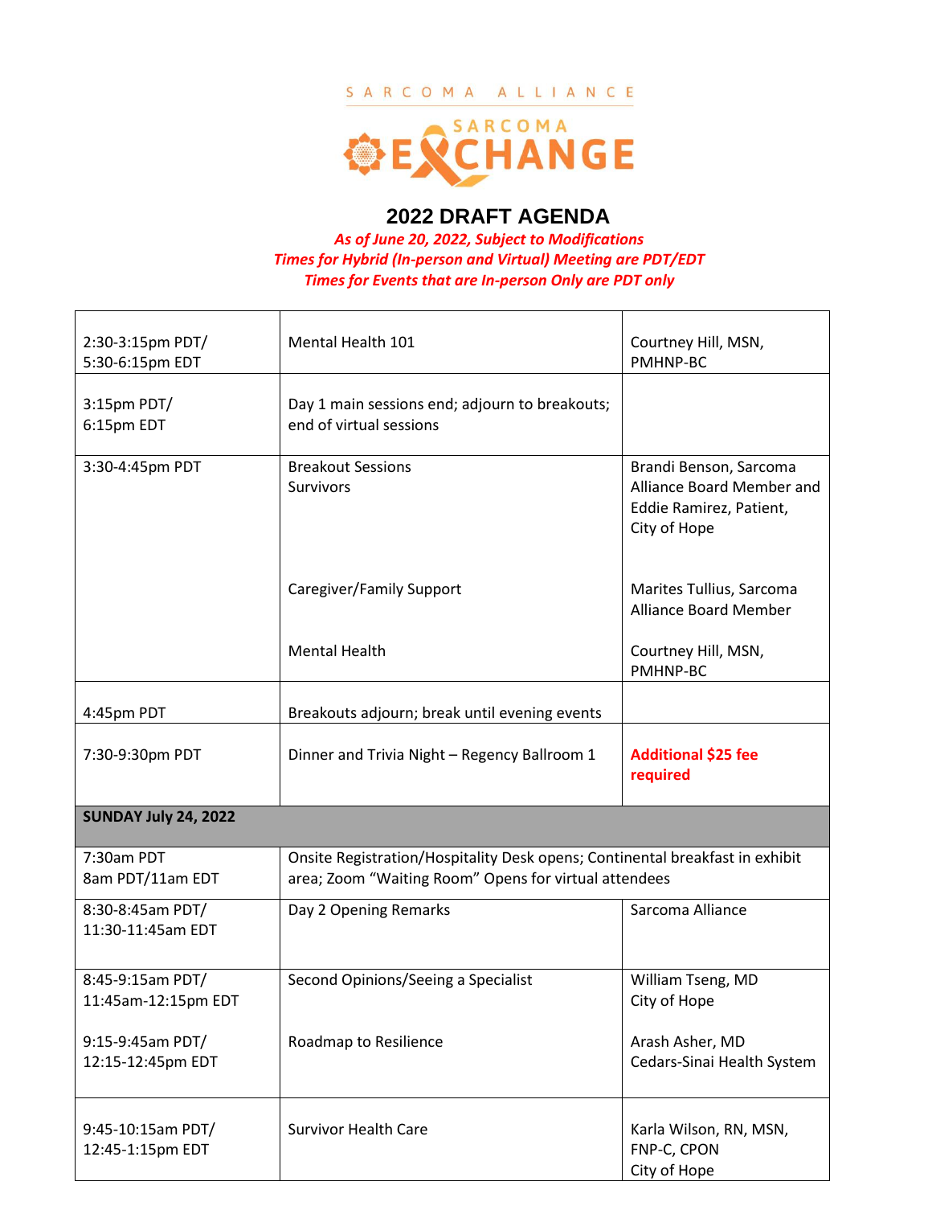SARCOMA ALLIANCE

SARCOMA EXCHANGE

## 2022 DRAFT AGENDA

*As of June 20, 2022, Subject to Modifications*
*Times for Hybrid (In-person and Virtual) Meeting are PDT/EDT*
*Times for Events that are In-person Only are PDT only*

| | | |
|---|---|---|
| 2:30-3:15pm PDT/ 5:30-6:15pm EDT | Mental Health 101 | Courtney Hill, MSN, PMHNP-BC |
| 3:15pm PDT/ 6:15pm EDT | Day 1 main sessions end; adjourn to breakouts; end of virtual sessions | |
| 3:30-4:45pm PDT | Breakout Sessions<br>Survivors<br><br>Caregiver/Family Support<br><br>Mental Health | Brandi Benson, Sarcoma Alliance Board Member and Eddie Ramirez, Patient, City of Hope<br><br>Marites Tullius, Sarcoma Alliance Board Member<br><br>Courtney Hill, MSN, PMHNP-BC |
| 4:45pm PDT | Breakouts adjourn; break until evening events | |
| 7:30-9:30pm PDT | Dinner and Trivia Night – Regency Ballroom 1 | **Additional $25 fee required** |
| **SUNDAY July 24, 2022** | | |
| 7:30am PDT<br>8am PDT/11am EDT | Onsite Registration/Hospitality Desk opens; Continental breakfast in exhibit area; Zoom "Waiting Room" Opens for virtual attendees | |
| 8:30-8:45am PDT/ 11:30-11:45am EDT | Day 2 Opening Remarks | Sarcoma Alliance |
| 8:45-9:15am PDT/ 11:45am-12:15pm EDT<br><br>9:15-9:45am PDT/ 12:15-12:45pm EDT | Second Opinions/Seeing a Specialist<br><br>Roadmap to Resilience | William Tseng, MD City of Hope<br><br>Arash Asher, MD Cedars-Sinai Health System |
| 9:45-10:15am PDT/ 12:45-1:15pm EDT | Survivor Health Care | Karla Wilson, RN, MSN, FNP-C, CPON City of Hope |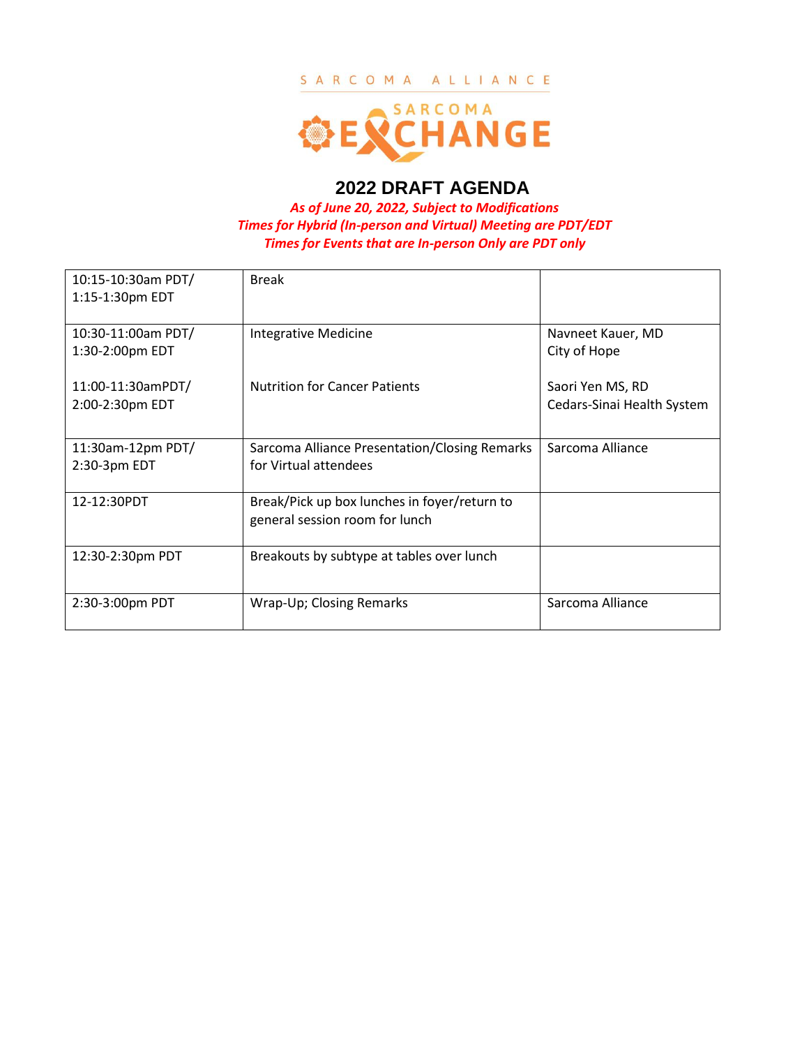SARCOMA ALLIANCE

SARCOMA EXCHANGE

## 2022 DRAFT AGENDA

*As of June 20, 2022, Subject to Modifications*
*Times for Hybrid (In-person and Virtual) Meeting are PDT/EDT*
*Times for Events that are In-person Only are PDT only*

| | | |
|---|---|---|
| 10:15-10:30am PDT/ 1:15-1:30pm EDT | Break | |
| 10:30-11:00am PDT/ 1:30-2:00pm EDT<br><br>11:00-11:30amPDT/ 2:00-2:30pm EDT | Integrative Medicine<br><br>Nutrition for Cancer Patients | Navneet Kauer, MD City of Hope<br><br>Saori Yen MS, RD Cedars-Sinai Health System |
| 11:30am-12pm PDT/ 2:30-3pm EDT | Sarcoma Alliance Presentation/Closing Remarks for Virtual attendees | Sarcoma Alliance |
| 12-12:30PDT | Break/Pick up box lunches in foyer/return to general session room for lunch | |
| 12:30-2:30pm PDT | Breakouts by subtype at tables over lunch | |
| 2:30-3:00pm PDT | Wrap-Up; Closing Remarks | Sarcoma Alliance |